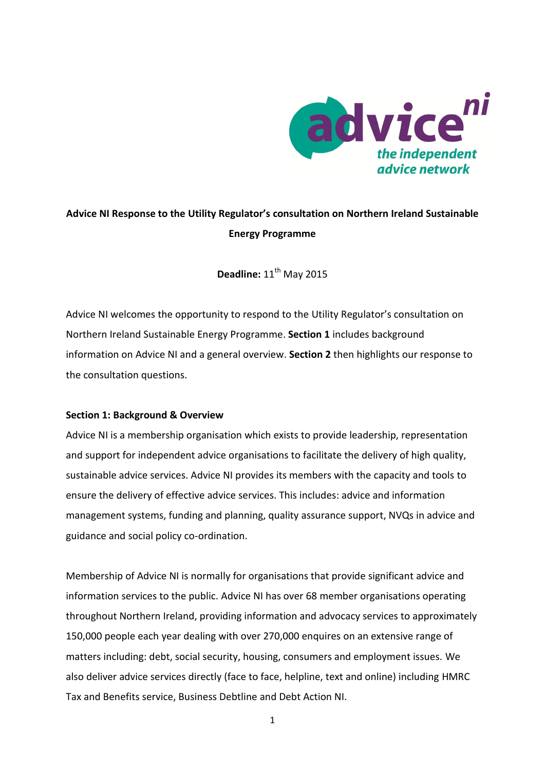**Advice NI Response to the Utility Regulator's consultation on Northern Ireland Sustainable Energy Programme**

**Deadline:** 11th May 2015

Advice NI welcomes the opportunity to respond to the Utility Regulator's consultation on Northern Ireland Sustainable Energy Programme. **Section 1** includes background information on Advice NI and a general overview. **Section 2** then highlights our response to the consultation questions.

**Section 1: Background & Overview**

Advice NI is a membership organisation which exists to provide leadership, representation and support for independent advice organisations to facilitate the delivery of high quality, sustainable advice services. Advice NI provides its members with the capacity and tools to ensure the delivery of effective advice services. This includes: advice and information management systems, funding and planning, quality assurance support, NVQs in advice and guidance and social policy co-ordination.

Membership of Advice NI is normally for organisations that provide significant advice and information services to the public. Advice NI has over 68 member organisations operating throughout Northern Ireland, providing information and advocacy services to approximately 150,000 people each year dealing with over 270,000 enquires on an extensive range of matters including: debt, social security, housing, consumers and employment issues. We also deliver advice services directly (face to face, helpline, text and online) including HMRC Tax and Benefits service, Business Debtline and Debt Action NI.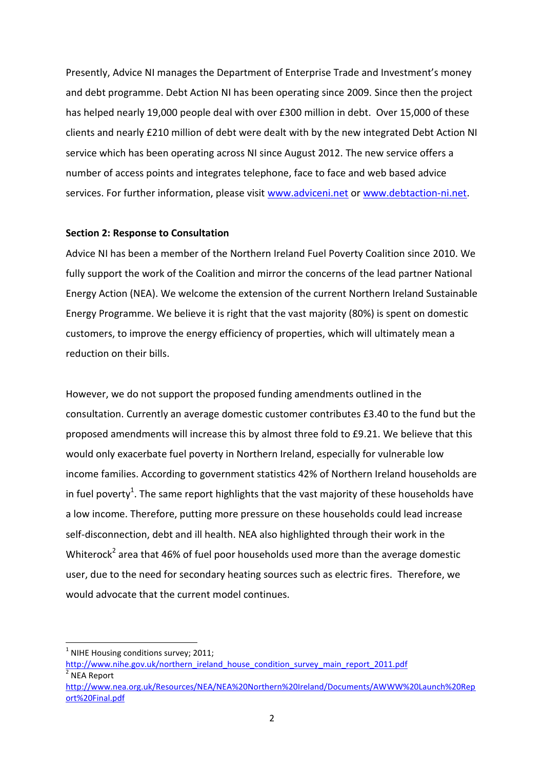Presently, Advice NI manages the Department of Enterprise Trade and Investment's money and debt programme. Debt Action NI has been operating since 2009. Since then the project has helped nearly 19,000 people deal with over £300 million in debt. Over 15,000 of these clients and nearly £210 million of debt were dealt with by the new integrated Debt Action NI service which has been operating across NI since August 2012. The new service offers a number of access points and integrates telephone, face to face and web based advice services. For further information, please visit [www.adviceni.net](http://www.adviceni.net) or [www.debtaction-ni.net](http://www.debtaction-ni.net).

**Section 2: Response to Consultation**

Advice NI has been a member of the Northern Ireland Fuel Poverty Coalition since 2010. We fully support the work of the Coalition and mirror the concerns of the lead partner National Energy Action (NEA). We welcome the extension of the current Northern Ireland Sustainable Energy Programme. We believe it is right that the vast majority (80%) is spent on domestic customers, to improve the energy efficiency of properties, which will ultimately mean a reduction on their bills.

However, we do not support the proposed funding amendments outlined in the consultation. Currently an average domestic customer contributes £3.40 to the fund but the proposed amendments will increase this by almost three fold to £9.21. We believe that this would only exacerbate fuel poverty in Northern Ireland, especially for vulnerable low income families. According to government statistics 42% of Northern Ireland households are in fuel poverty[1]. The same report highlights that the vast majority of these households have a low income. Therefore, putting more pressure on these households could lead increase self-disconnection, debt and ill health. NEA also highlighted through their work in the Whiterock[2] area that 46% of fuel poor households used more than the average domestic user, due to the need for secondary heating sources such as electric fires. Therefore, we would advocate that the current model continues.

---

[1] NIHE Housing conditions survey; 2011; http://www.nihe.gov.uk/northern_ireland_house_condition_survey_main_report_2011.pdf

[2] NEA Report http://www.nea.org.uk/Resources/NEA/NEA%20Northern%20Ireland/Documents/AWWW%20Launch%20Report%20Final.pdf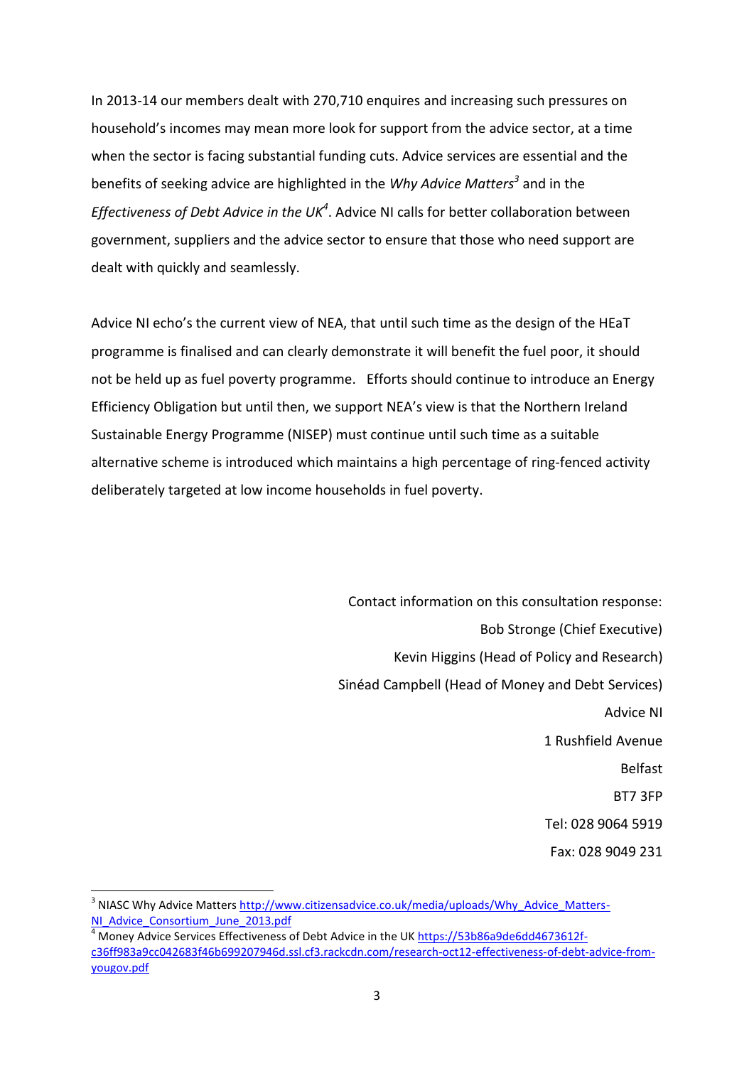In 2013-14 our members dealt with 270,710 enquires and increasing such pressures on household's incomes may mean more look for support from the advice sector, at a time when the sector is facing substantial funding cuts. Advice services are essential and the benefits of seeking advice are highlighted in the *Why Advice Matters*[3] and in the *Effectiveness of Debt Advice in the UK*[4]. Advice NI calls for better collaboration between government, suppliers and the advice sector to ensure that those who need support are dealt with quickly and seamlessly.

Advice NI echo's the current view of NEA, that until such time as the design of the HEaT programme is finalised and can clearly demonstrate it will benefit the fuel poor, it should not be held up as fuel poverty programme. Efforts should continue to introduce an Energy Efficiency Obligation but until then, we support NEA's view is that the Northern Ireland Sustainable Energy Programme (NISEP) must continue until such time as a suitable alternative scheme is introduced which maintains a high percentage of ring-fenced activity deliberately targeted at low income households in fuel poverty.

Contact information on this consultation response:
Bob Stronge (Chief Executive)
Kevin Higgins (Head of Policy and Research)
Sinéad Campbell (Head of Money and Debt Services)
Advice NI
1 Rushfield Avenue
Belfast
BT7 3FP
Tel: 028 9064 5919
Fax: 028 9049 231

---

[3] NIASC Why Advice Matters http://www.citizensadvice.co.uk/media/uploads/Why_Advice_Matters-NI_Advice_Consortium_June_2013.pdf

[4] Money Advice Services Effectiveness of Debt Advice in the UK https://53b86a9de6dd4673612f-c36ff983a9cc042683f46b699207946d.ssl.cf3.rackcdn.com/research-oct12-effectiveness-of-debt-advice-from-yougov.pdf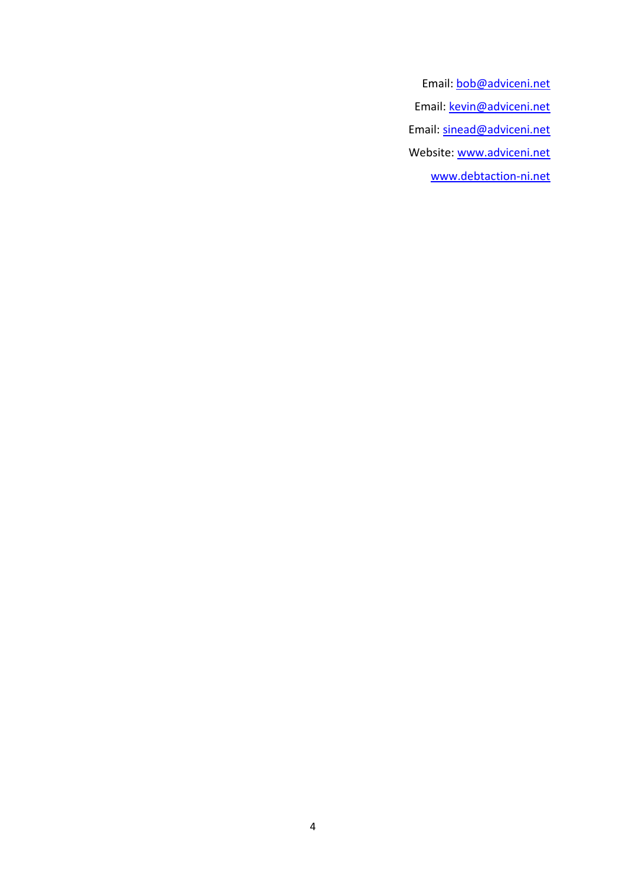Email: bob@adviceni.net

Email: kevin@adviceni.net

Email: sinead@adviceni.net

Website: www.adviceni.net

www.debtaction-ni.net